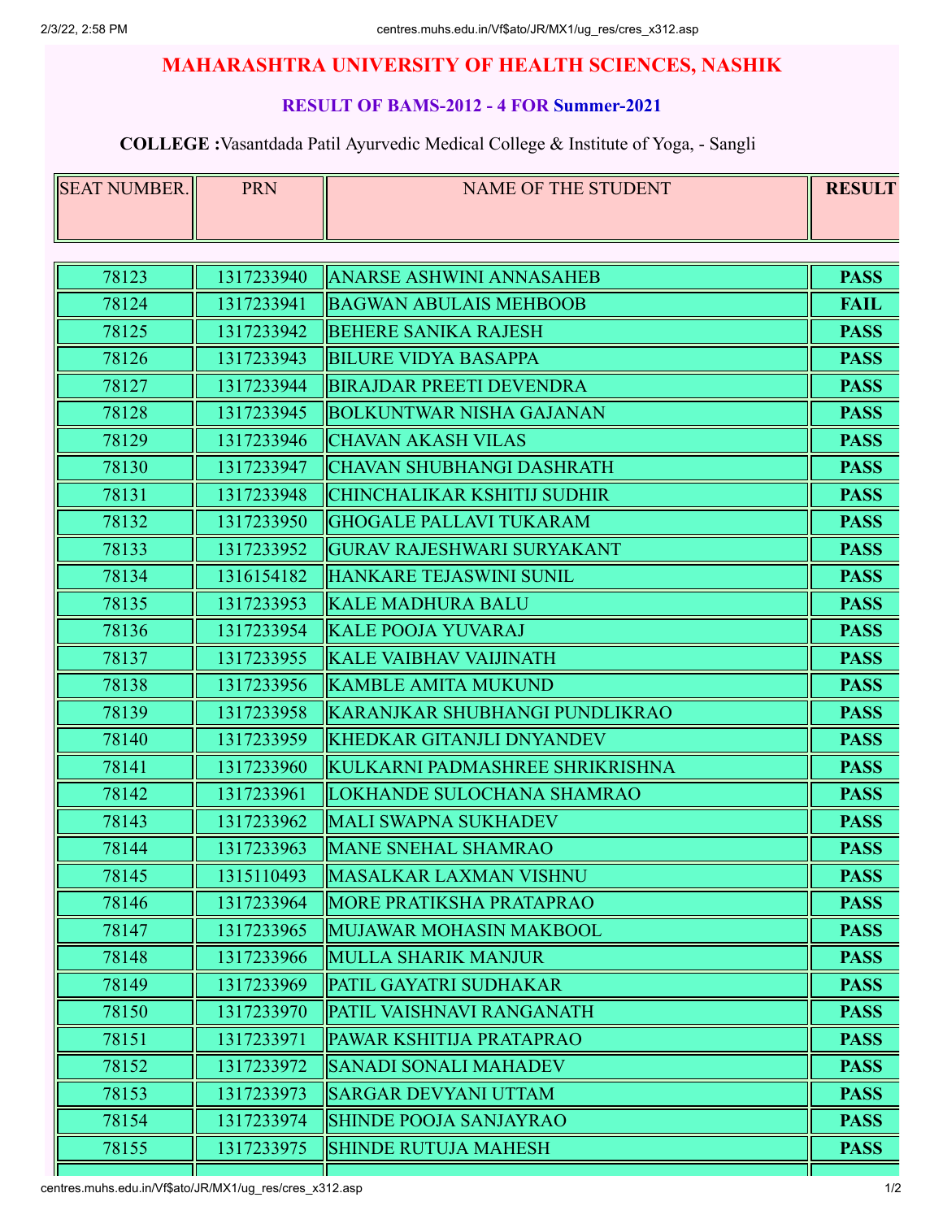# MAHARASHTRA UNIVERSITY OF HEALTH SCIENCES, NASHIK

## RESULT OF BAMS-2012 - 4 FOR Summer-2021

**COLLEGE :** Vasantdada Patil Ayurvedic Medical College & Institute of Yoga, - Sangli

| SEAT NUMBER. | PRN | NAME OF THE STUDENT | RESULT |
|---|---|---|---|
| 78123 | 1317233940 | ANARSE ASHWINI ANNASAHEB | **PASS** |
| 78124 | 1317233941 | BAGWAN ABULAIS MEHBOOB | **FAIL** |
| 78125 | 1317233942 | BEHERE SANIKA RAJESH | **PASS** |
| 78126 | 1317233943 | BILURE VIDYA BASAPPA | **PASS** |
| 78127 | 1317233944 | BIRAJDAR PREETI DEVENDRA | **PASS** |
| 78128 | 1317233945 | BOLKUNTWAR NISHA GAJANAN | **PASS** |
| 78129 | 1317233946 | CHAVAN AKASH VILAS | **PASS** |
| 78130 | 1317233947 | CHAVAN SHUBHANGI DASHRATH | **PASS** |
| 78131 | 1317233948 | CHINCHALIKAR KSHITIJ SUDHIR | **PASS** |
| 78132 | 1317233950 | GHOGALE PALLAVI TUKARAM | **PASS** |
| 78133 | 1317233952 | GURAV RAJESHWARI SURYAKANT | **PASS** |
| 78134 | 1316154182 | HANKARE TEJASWINI SUNIL | **PASS** |
| 78135 | 1317233953 | KALE MADHURA BALU | **PASS** |
| 78136 | 1317233954 | KALE POOJA YUVARAJ | **PASS** |
| 78137 | 1317233955 | KALE VAIBHAV VAIJINATH | **PASS** |
| 78138 | 1317233956 | KAMBLE AMITA MUKUND | **PASS** |
| 78139 | 1317233958 | KARANJKAR SHUBHANGI PUNDLIKRAO | **PASS** |
| 78140 | 1317233959 | KHEDKAR GITANJLI DNYANDEV | **PASS** |
| 78141 | 1317233960 | KULKARNI PADMASHREE SHRIKRISHNA | **PASS** |
| 78142 | 1317233961 | LOKHANDE SULOCHANA SHAMRAO | **PASS** |
| 78143 | 1317233962 | MALI SWAPNA SUKHADEV | **PASS** |
| 78144 | 1317233963 | MANE SNEHAL SHAMRAO | **PASS** |
| 78145 | 1315110493 | MASALKAR LAXMAN VISHNU | **PASS** |
| 78146 | 1317233964 | MORE PRATIKSHA PRATAPRAO | **PASS** |
| 78147 | 1317233965 | MUJAWAR MOHASIN MAKBOOL | **PASS** |
| 78148 | 1317233966 | MULLA SHARIK MANJUR | **PASS** |
| 78149 | 1317233969 | PATIL GAYATRI SUDHAKAR | **PASS** |
| 78150 | 1317233970 | PATIL VAISHNAVI RANGANATH | **PASS** |
| 78151 | 1317233971 | PAWAR KSHITIJA PRATAPRAO | **PASS** |
| 78152 | 1317233972 | SANADI SONALI MAHADEV | **PASS** |
| 78153 | 1317233973 | SARGAR DEVYANI UTTAM | **PASS** |
| 78154 | 1317233974 | SHINDE POOJA SANJAYRAO | **PASS** |
| 78155 | 1317233975 | SHINDE RUTUJA MAHESH | **PASS** |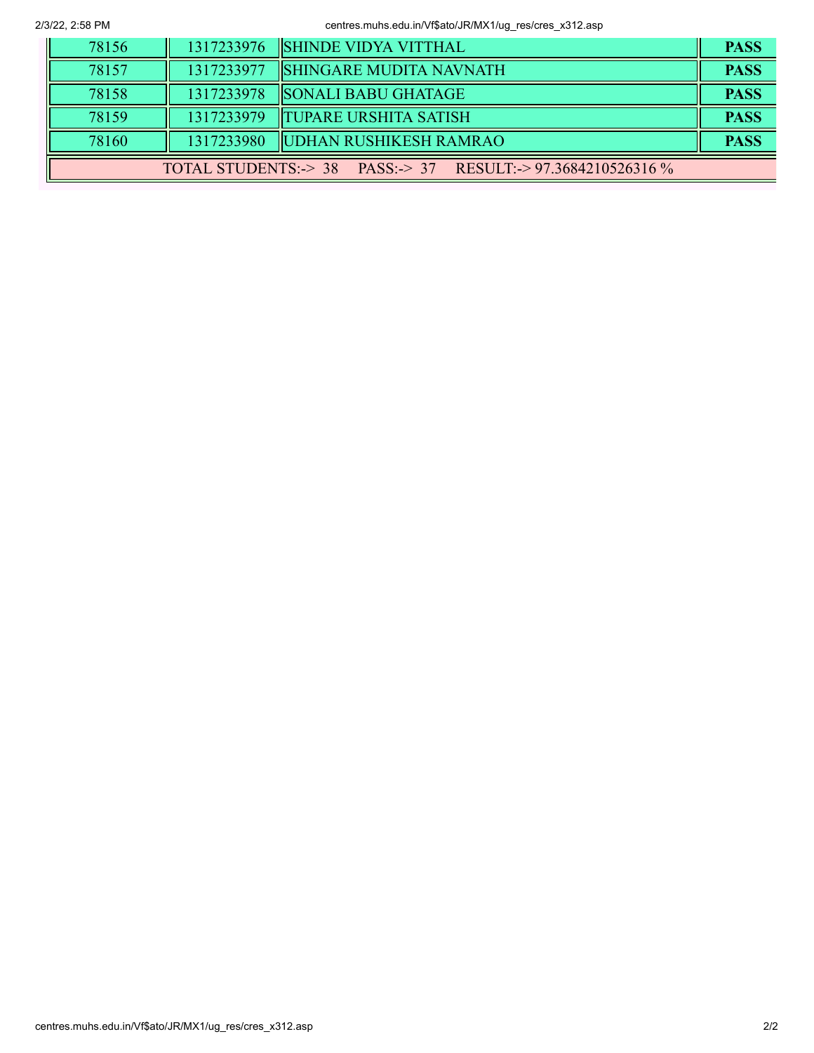| | | | |
|---|---|---|---|
| 78156 | 1317233976 | SHINDE VIDYA VITTHAL | **PASS** |
| 78157 | 1317233977 | SHINGARE MUDITA NAVNATH | **PASS** |
| 78158 | 1317233978 | SONALI BABU GHATAGE | **PASS** |
| 78159 | 1317233979 | TUPARE URSHITA SATISH | **PASS** |
| 78160 | 1317233980 | UDHAN RUSHIKESH RAMRAO | **PASS** |

TOTAL STUDENTS:-> 38 PASS:-> 37 RESULT:-> 97.3684210526316 %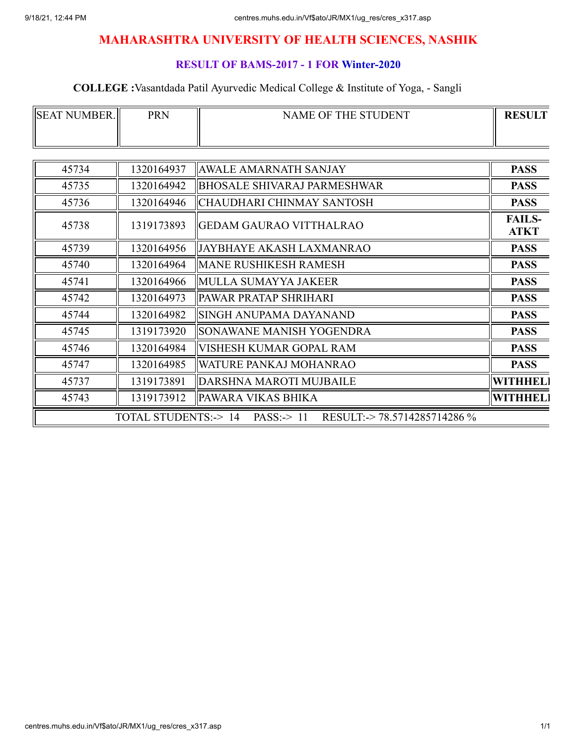# MAHARASHTRA UNIVERSITY OF HEALTH SCIENCES, NASHIK

## RESULT OF BAMS-2017 - 1 FOR Winter-2020

**COLLEGE :** Vasantdada Patil Ayurvedic Medical College & Institute of Yoga, - Sangli

| SEAT NUMBER. | PRN | NAME OF THE STUDENT | RESULT |
|---|---|---|---|
| 45734 | 1320164937 | AWALE AMARNATH SANJAY | **PASS** |
| 45735 | 1320164942 | BHOSALE SHIVARAJ PARMESHWAR | **PASS** |
| 45736 | 1320164946 | CHAUDHARI CHINMAY SANTOSH | **PASS** |
| 45738 | 1319173893 | GEDAM GAURAO VITTHALRAO | **FAILS-ATKT** |
| 45739 | 1320164956 | JAYBHAYE AKASH LAXMANRAO | **PASS** |
| 45740 | 1320164964 | MANE RUSHIKESH RAMESH | **PASS** |
| 45741 | 1320164966 | MULLA SUMAYYA JAKEER | **PASS** |
| 45742 | 1320164973 | PAWAR PRATAP SHRIHARI | **PASS** |
| 45744 | 1320164982 | SINGH ANUPAMA DAYANAND | **PASS** |
| 45745 | 1319173920 | SONAWANE MANISH YOGENDRA | **PASS** |
| 45746 | 1320164984 | VISHESH KUMAR GOPAL RAM | **PASS** |
| 45747 | 1320164985 | WATURE PANKAJ MOHANRAO | **PASS** |
| 45737 | 1319173891 | DARSHNA MAROTI MUJBAILE | **WITHHELD** |
| 45743 | 1319173912 | PAWARA VIKAS BHIKA | **WITHHELD** |

TOTAL STUDENTS:-> 14 PASS:-> 11 RESULT:-> 78.5714285714286 %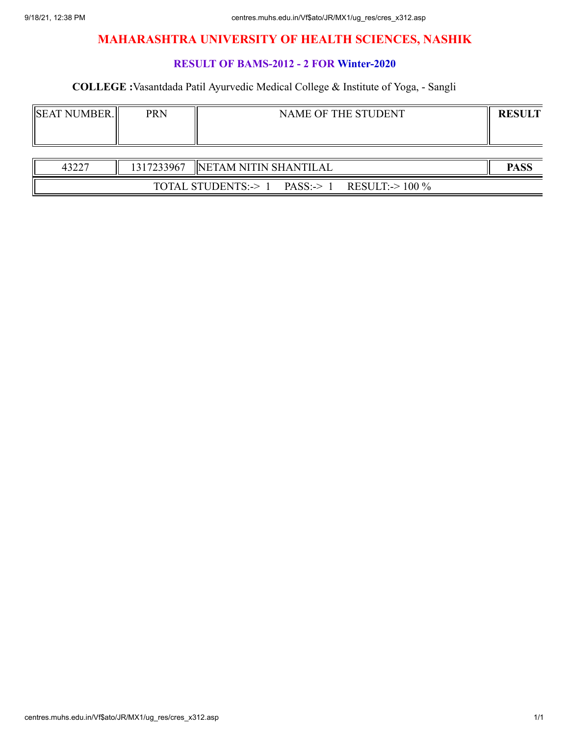# MAHARASHTRA UNIVERSITY OF HEALTH SCIENCES, NASHIK

### RESULT OF BAMS-2012 - 2 FOR Winter-2020

**COLLEGE :**Vasantdada Patil Ayurvedic Medical College & Institute of Yoga, - Sangli

| SEAT NUMBER. | PRN | NAME OF THE STUDENT | RESULT |
|---|---|---|---|
| 43227 | 1317233967 | NETAM NITIN SHANTILAL | **PASS** |
| TOTAL STUDENTS:-> 1 PASS:-> 1 RESULT:-> 100 % | | | |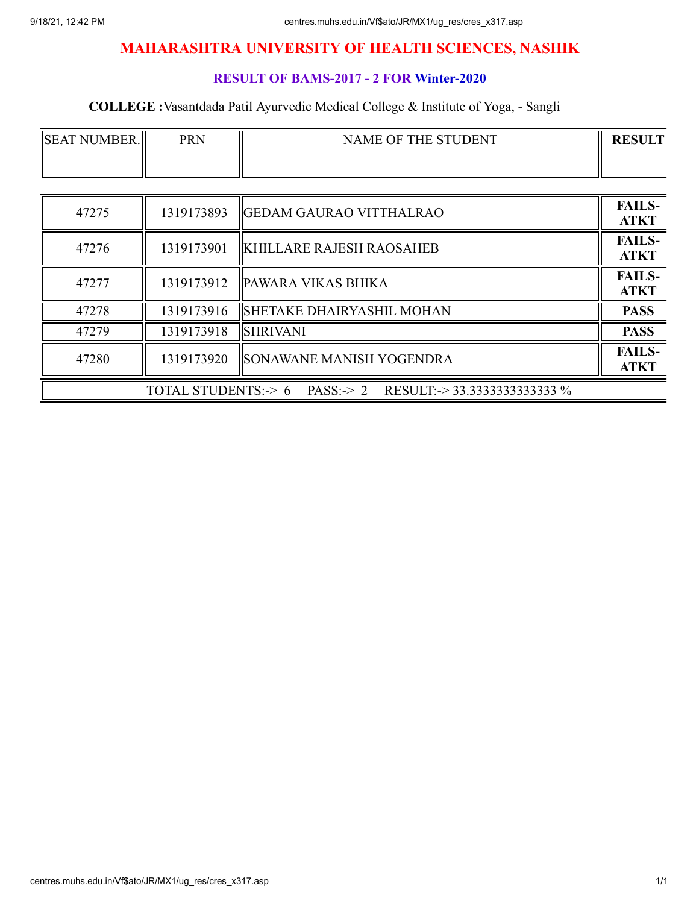# MAHARASHTRA UNIVERSITY OF HEALTH SCIENCES, NASHIK

## RESULT OF BAMS-2017 - 2 FOR Winter-2020

**COLLEGE :**Vasantdada Patil Ayurvedic Medical College & Institute of Yoga, - Sangli

| SEAT NUMBER. | PRN | NAME OF THE STUDENT | RESULT |
|---|---|---|---|
| 47275 | 1319173893 | GEDAM GAURAO VITTHALRAO | **FAILS-ATKT** |
| 47276 | 1319173901 | KHILLARE RAJESH RAOSAHEB | **FAILS-ATKT** |
| 47277 | 1319173912 | PAWARA VIKAS BHIKA | **FAILS-ATKT** |
| 47278 | 1319173916 | SHETAKE DHAIRYASHIL MOHAN | **PASS** |
| 47279 | 1319173918 | SHRIVANI | **PASS** |
| 47280 | 1319173920 | SONAWANE MANISH YOGENDRA | **FAILS-ATKT** |

TOTAL STUDENTS:-> 6 PASS:-> 2 RESULT:-> 33.3333333333333 %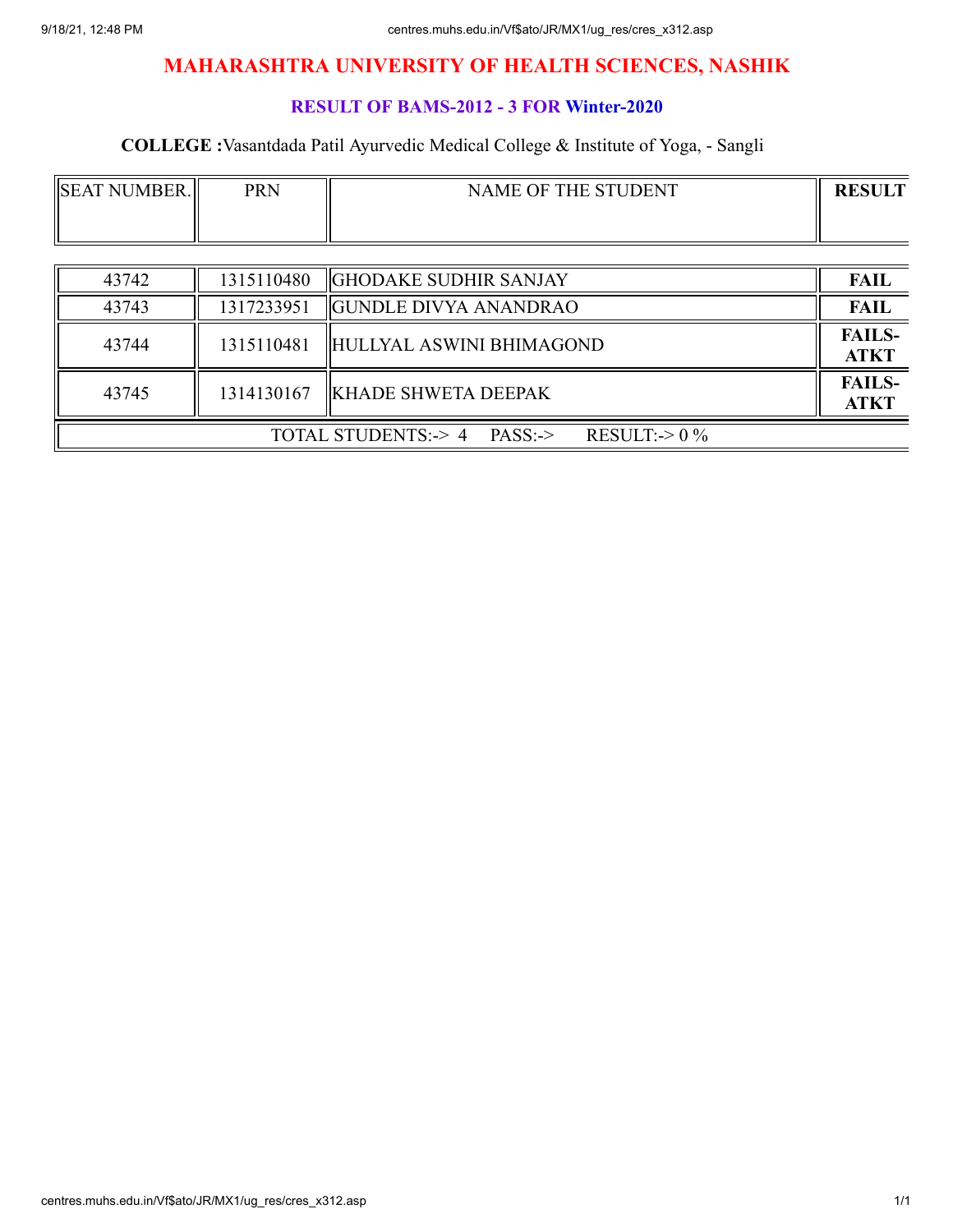# MAHARASHTRA UNIVERSITY OF HEALTH SCIENCES, NASHIK

## RESULT OF BAMS-2012 - 3 FOR Winter-2020

**COLLEGE :**Vasantdada Patil Ayurvedic Medical College & Institute of Yoga, - Sangli

| SEAT NUMBER. | PRN | NAME OF THE STUDENT | RESULT |
|---|---|---|---|
| 43742 | 1315110480 | GHODAKE SUDHIR SANJAY | **FAIL** |
| 43743 | 1317233951 | GUNDLE DIVYA ANANDRAO | **FAIL** |
| 43744 | 1315110481 | HULLYAL ASWINI BHIMAGOND | **FAILS-ATKT** |
| 43745 | 1314130167 | KHADE SHWETA DEEPAK | **FAILS-ATKT** |
| TOTAL STUDENTS:-> 4 PASS:-> RESULT:-> 0 % | | | |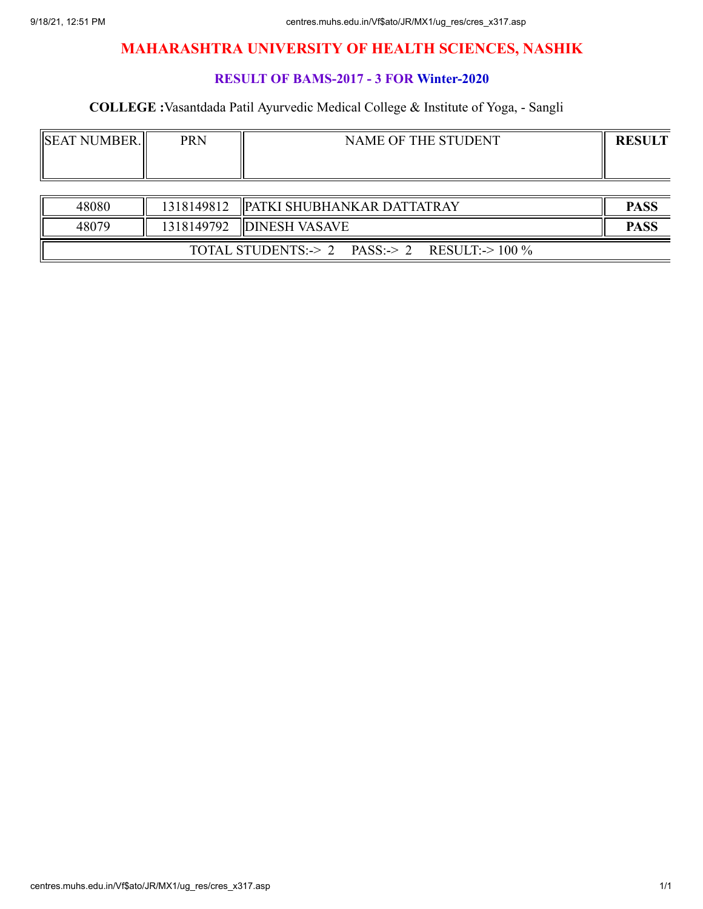# MAHARASHTRA UNIVERSITY OF HEALTH SCIENCES, NASHIK

### RESULT OF BAMS-2017 - 3 FOR Winter-2020

**COLLEGE :**Vasantdada Patil Ayurvedic Medical College & Institute of Yoga, - Sangli

| SEAT NUMBER. | PRN | NAME OF THE STUDENT | RESULT |
|---|---|---|---|
| 48080 | 1318149812 | PATKI SHUBHANKAR DATTATRAY | **PASS** |
| 48079 | 1318149792 | DINESH VASAVE | **PASS** |
| TOTAL STUDENTS:-> 2 PASS:-> 2 RESULT:-> 100 % | | | |